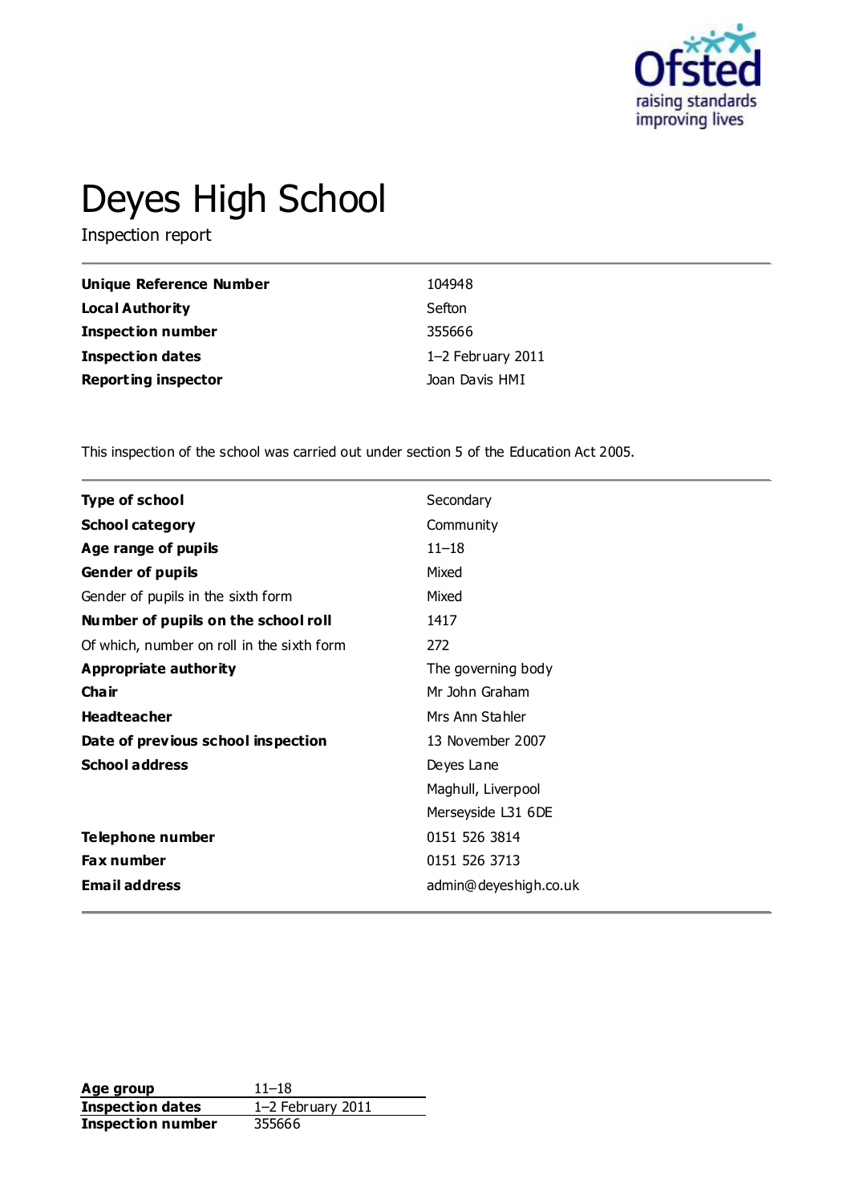# Deyes High School

Inspection report

| | |
|---|---|
| **Unique Reference Number** | 104948 |
| **Local Authority** | Sefton |
| **Inspection number** | 355666 |
| **Inspection dates** | 1–2 February 2011 |
| **Reporting inspector** | Joan Davis HMI |

This inspection of the school was carried out under section 5 of the Education Act 2005.

| | |
|---|---|
| **Type of school** | Secondary |
| **School category** | Community |
| **Age range of pupils** | 11–18 |
| **Gender of pupils** | Mixed |
| Gender of pupils in the sixth form | Mixed |
| **Number of pupils on the school roll** | 1417 |
| Of which, number on roll in the sixth form | 272 |
| **Appropriate authority** | The governing body |
| **Chair** | Mr John Graham |
| **Headteacher** | Mrs Ann Stahler |
| **Date of previous school inspection** | 13 November 2007 |
| **School address** | Deyes Lane<br>Maghull, Liverpool<br>Merseyside L31 6DE |
| **Telephone number** | 0151 526 3814 |
| **Fax number** | 0151 526 3713 |
| **Email address** | admin@deyeshigh.co.uk |

| | |
|---|---|
| **Age group** | 11–18 |
| **Inspection dates** | 1–2 February 2011 |
| **Inspection number** | 355666 |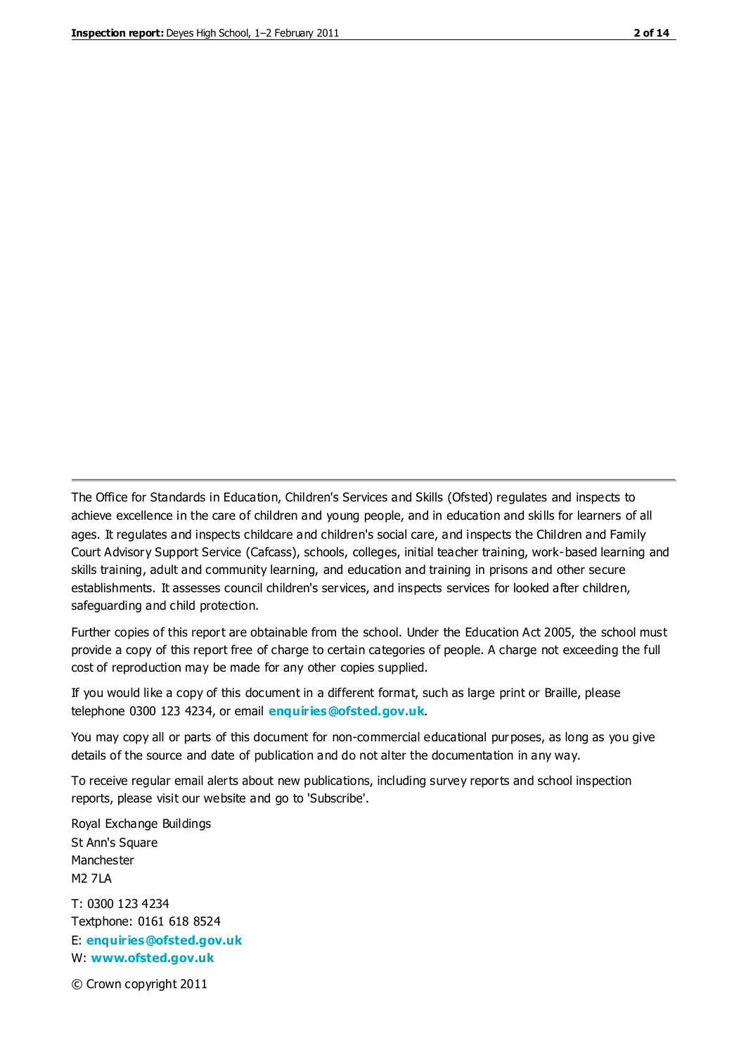The Office for Standards in Education, Children's Services and Skills (Ofsted) regulates and inspects to achieve excellence in the care of children and young people, and in education and skills for learners of all ages. It regulates and inspects childcare and children's social care, and inspects the Children and Family Court Advisory Support Service (Cafcass), schools, colleges, initial teacher training, work-based learning and skills training, adult and community learning, and education and training in prisons and other secure establishments. It assesses council children's services, and inspects services for looked after children, safeguarding and child protection.

Further copies of this report are obtainable from the school. Under the Education Act 2005, the school must provide a copy of this report free of charge to certain categories of people. A charge not exceeding the full cost of reproduction may be made for any other copies supplied.

If you would like a copy of this document in a different format, such as large print or Braille, please telephone 0300 123 4234, or email **enquiries@ofsted.gov.uk**.

You may copy all or parts of this document for non-commercial educational purposes, as long as you give details of the source and date of publication and do not alter the documentation in any way.

To receive regular email alerts about new publications, including survey reports and school inspection reports, please visit our website and go to 'Subscribe'.

Royal Exchange Buildings
St Ann's Square
Manchester
M2 7LA

T: 0300 123 4234
Textphone: 0161 618 8524
E: **enquiries@ofsted.gov.uk**
W: **www.ofsted.gov.uk**

© Crown copyright 2011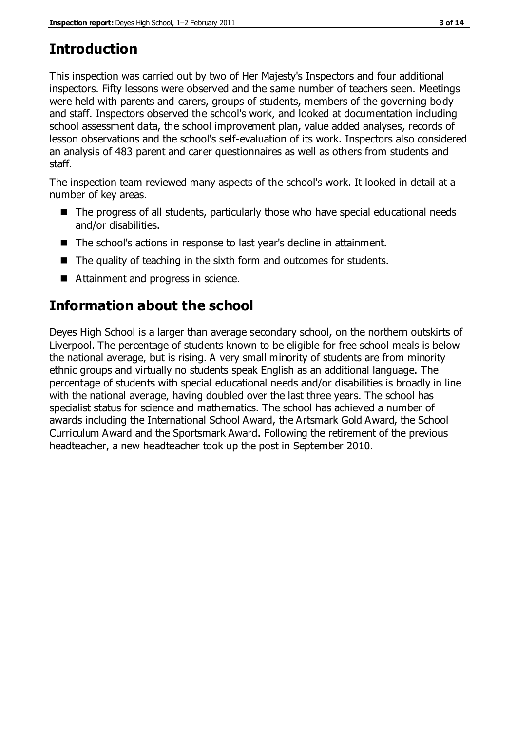## Introduction

This inspection was carried out by two of Her Majesty's Inspectors and four additional inspectors. Fifty lessons were observed and the same number of teachers seen. Meetings were held with parents and carers, groups of students, members of the governing body and staff. Inspectors observed the school's work, and looked at documentation including school assessment data, the school improvement plan, value added analyses, records of lesson observations and the school's self-evaluation of its work. Inspectors also considered an analysis of 483 parent and carer questionnaires as well as others from students and staff.

The inspection team reviewed many aspects of the school's work. It looked in detail at a number of key areas.

- The progress of all students, particularly those who have special educational needs and/or disabilities.
- The school's actions in response to last year's decline in attainment.
- The quality of teaching in the sixth form and outcomes for students.
- Attainment and progress in science.

## Information about the school

Deyes High School is a larger than average secondary school, on the northern outskirts of Liverpool. The percentage of students known to be eligible for free school meals is below the national average, but is rising. A very small minority of students are from minority ethnic groups and virtually no students speak English as an additional language. The percentage of students with special educational needs and/or disabilities is broadly in line with the national average, having doubled over the last three years. The school has specialist status for science and mathematics. The school has achieved a number of awards including the International School Award, the Artsmark Gold Award, the School Curriculum Award and the Sportsmark Award. Following the retirement of the previous headteacher, a new headteacher took up the post in September 2010.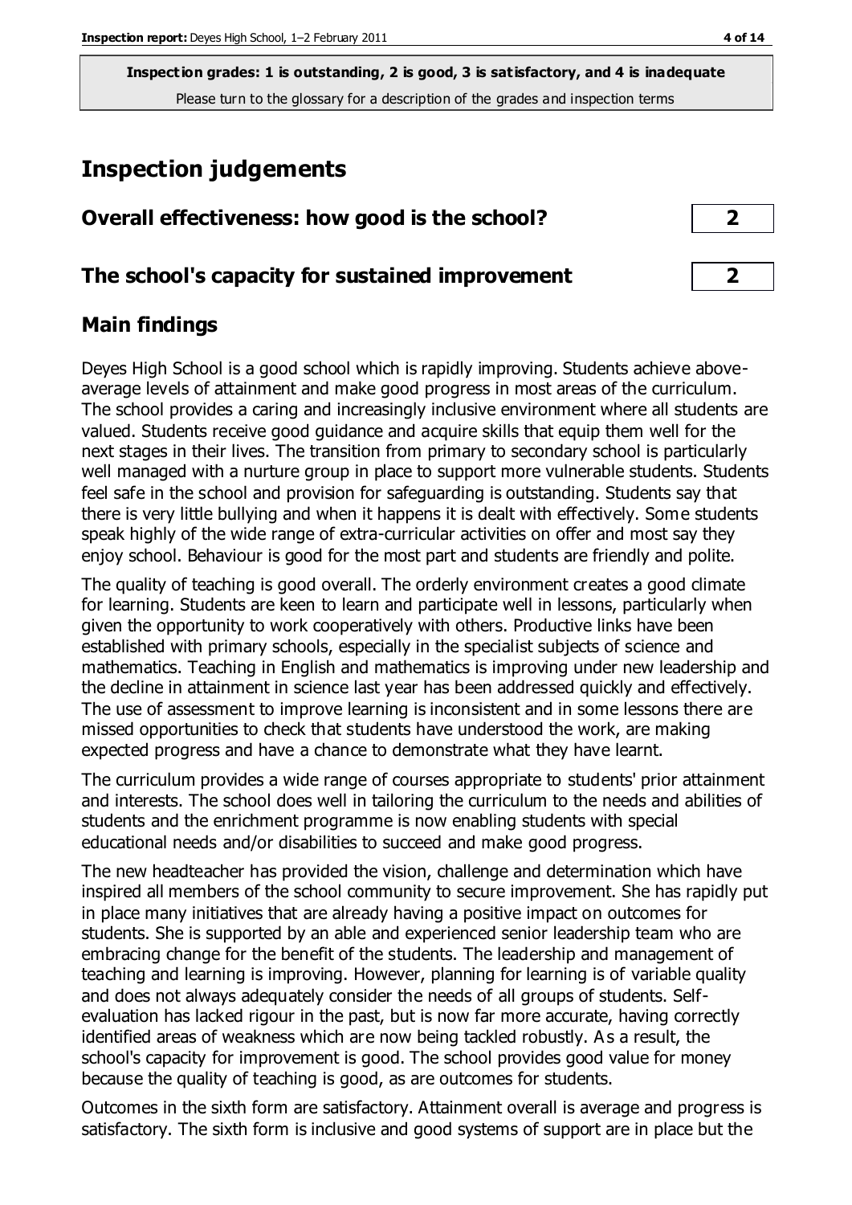**Inspection grades: 1 is outstanding, 2 is good, 3 is satisfactory, and 4 is inadequate**
Please turn to the glossary for a description of the grades and inspection terms

# Inspection judgements

| Overall effectiveness: how good is the school? | 2 |
|---|---|
| The school's capacity for sustained improvement | 2 |

## Main findings

Deyes High School is a good school which is rapidly improving. Students achieve above-average levels of attainment and make good progress in most areas of the curriculum. The school provides a caring and increasingly inclusive environment where all students are valued. Students receive good guidance and acquire skills that equip them well for the next stages in their lives. The transition from primary to secondary school is particularly well managed with a nurture group in place to support more vulnerable students. Students feel safe in the school and provision for safeguarding is outstanding. Students say that there is very little bullying and when it happens it is dealt with effectively. Some students speak highly of the wide range of extra-curricular activities on offer and most say they enjoy school. Behaviour is good for the most part and students are friendly and polite.

The quality of teaching is good overall. The orderly environment creates a good climate for learning. Students are keen to learn and participate well in lessons, particularly when given the opportunity to work cooperatively with others. Productive links have been established with primary schools, especially in the specialist subjects of science and mathematics. Teaching in English and mathematics is improving under new leadership and the decline in attainment in science last year has been addressed quickly and effectively. The use of assessment to improve learning is inconsistent and in some lessons there are missed opportunities to check that students have understood the work, are making expected progress and have a chance to demonstrate what they have learnt.

The curriculum provides a wide range of courses appropriate to students' prior attainment and interests. The school does well in tailoring the curriculum to the needs and abilities of students and the enrichment programme is now enabling students with special educational needs and/or disabilities to succeed and make good progress.

The new headteacher has provided the vision, challenge and determination which have inspired all members of the school community to secure improvement. She has rapidly put in place many initiatives that are already having a positive impact on outcomes for students. She is supported by an able and experienced senior leadership team who are embracing change for the benefit of the students. The leadership and management of teaching and learning is improving. However, planning for learning is of variable quality and does not always adequately consider the needs of all groups of students. Self-evaluation has lacked rigour in the past, but is now far more accurate, having correctly identified areas of weakness which are now being tackled robustly. As a result, the school's capacity for improvement is good. The school provides good value for money because the quality of teaching is good, as are outcomes for students.

Outcomes in the sixth form are satisfactory. Attainment overall is average and progress is satisfactory. The sixth form is inclusive and good systems of support are in place but the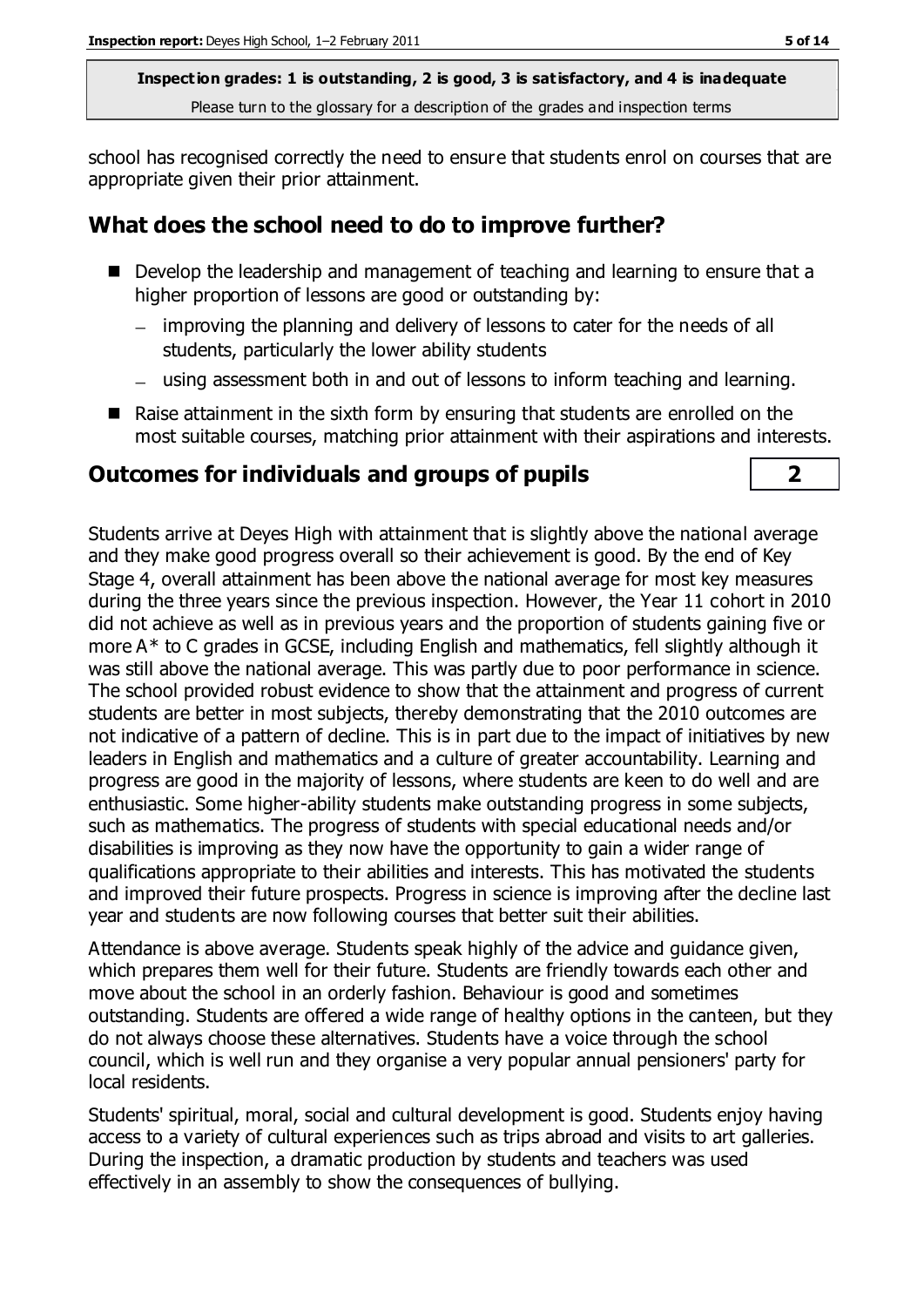school has recognised correctly the need to ensure that students enrol on courses that are appropriate given their prior attainment.

## What does the school need to do to improve further?

- Develop the leadership and management of teaching and learning to ensure that a higher proportion of lessons are good or outstanding by:
  - improving the planning and delivery of lessons to cater for the needs of all students, particularly the lower ability students
  - using assessment both in and out of lessons to inform teaching and learning.
- Raise attainment in the sixth form by ensuring that students are enrolled on the most suitable courses, matching prior attainment with their aspirations and interests.

## Outcomes for individuals and groups of pupils — 2

Students arrive at Deyes High with attainment that is slightly above the national average and they make good progress overall so their achievement is good. By the end of Key Stage 4, overall attainment has been above the national average for most key measures during the three years since the previous inspection. However, the Year 11 cohort in 2010 did not achieve as well as in previous years and the proportion of students gaining five or more A* to C grades in GCSE, including English and mathematics, fell slightly although it was still above the national average. This was partly due to poor performance in science. The school provided robust evidence to show that the attainment and progress of current students are better in most subjects, thereby demonstrating that the 2010 outcomes are not indicative of a pattern of decline. This is in part due to the impact of initiatives by new leaders in English and mathematics and a culture of greater accountability. Learning and progress are good in the majority of lessons, where students are keen to do well and are enthusiastic. Some higher-ability students make outstanding progress in some subjects, such as mathematics. The progress of students with special educational needs and/or disabilities is improving as they now have the opportunity to gain a wider range of qualifications appropriate to their abilities and interests. This has motivated the students and improved their future prospects. Progress in science is improving after the decline last year and students are now following courses that better suit their abilities.

Attendance is above average. Students speak highly of the advice and guidance given, which prepares them well for their future. Students are friendly towards each other and move about the school in an orderly fashion. Behaviour is good and sometimes outstanding. Students are offered a wide range of healthy options in the canteen, but they do not always choose these alternatives. Students have a voice through the school council, which is well run and they organise a very popular annual pensioners' party for local residents.

Students' spiritual, moral, social and cultural development is good. Students enjoy having access to a variety of cultural experiences such as trips abroad and visits to art galleries. During the inspection, a dramatic production by students and teachers was used effectively in an assembly to show the consequences of bullying.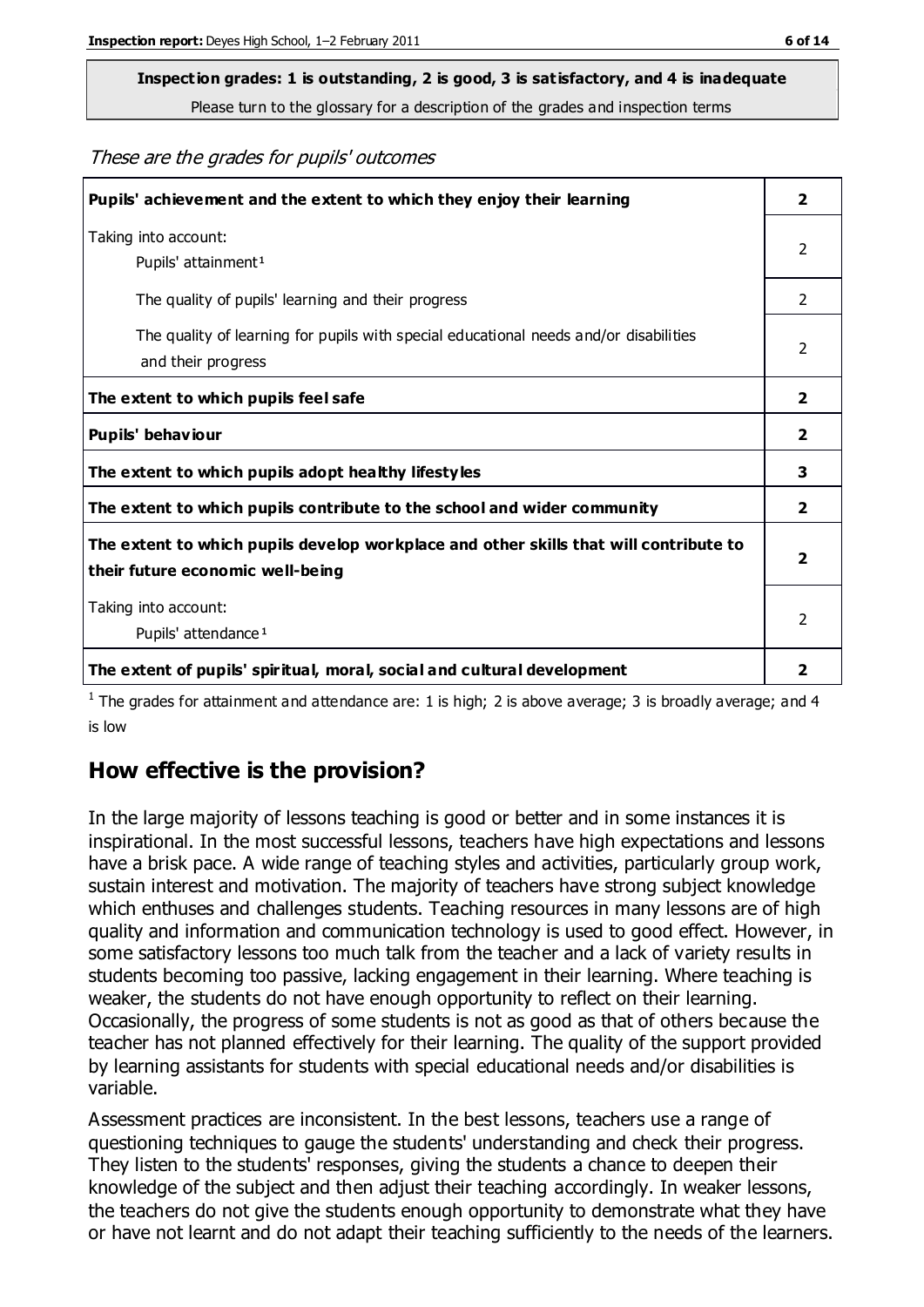**Inspection grades: 1 is outstanding, 2 is good, 3 is satisfactory, and 4 is inadequate**

Please turn to the glossary for a description of the grades and inspection terms

*These are the grades for pupils' outcomes*

| | |
|---|---|
| **Pupils' achievement and the extent to which they enjoy their learning** | **2** |
| Taking into account: Pupils' attainment[1] | 2 |
| The quality of pupils' learning and their progress | 2 |
| The quality of learning for pupils with special educational needs and/or disabilities and their progress | 2 |
| **The extent to which pupils feel safe** | **2** |
| **Pupils' behaviour** | **2** |
| **The extent to which pupils adopt healthy lifestyles** | **3** |
| **The extent to which pupils contribute to the school and wider community** | **2** |
| **The extent to which pupils develop workplace and other skills that will contribute to their future economic well-being** | **2** |
| Taking into account: Pupils' attendance[1] | 2 |
| **The extent of pupils' spiritual, moral, social and cultural development** | **2** |

[1] The grades for attainment and attendance are: 1 is high; 2 is above average; 3 is broadly average; and 4 is low

## How effective is the provision?

In the large majority of lessons teaching is good or better and in some instances it is inspirational. In the most successful lessons, teachers have high expectations and lessons have a brisk pace. A wide range of teaching styles and activities, particularly group work, sustain interest and motivation. The majority of teachers have strong subject knowledge which enthuses and challenges students. Teaching resources in many lessons are of high quality and information and communication technology is used to good effect. However, in some satisfactory lessons too much talk from the teacher and a lack of variety results in students becoming too passive, lacking engagement in their learning. Where teaching is weaker, the students do not have enough opportunity to reflect on their learning. Occasionally, the progress of some students is not as good as that of others because the teacher has not planned effectively for their learning. The quality of the support provided by learning assistants for students with special educational needs and/or disabilities is variable.

Assessment practices are inconsistent. In the best lessons, teachers use a range of questioning techniques to gauge the students' understanding and check their progress. They listen to the students' responses, giving the students a chance to deepen their knowledge of the subject and then adjust their teaching accordingly. In weaker lessons, the teachers do not give the students enough opportunity to demonstrate what they have or have not learnt and do not adapt their teaching sufficiently to the needs of the learners.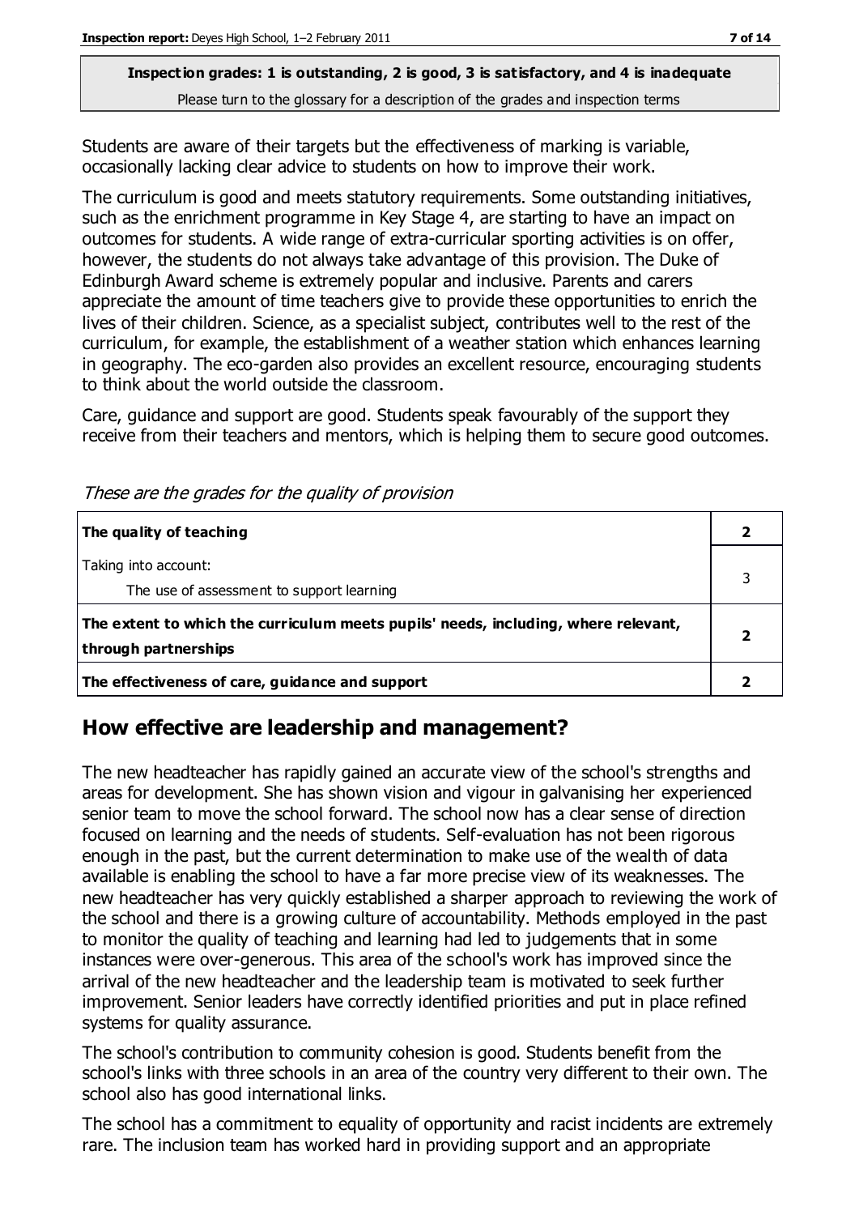**Inspection grades: 1 is outstanding, 2 is good, 3 is satisfactory, and 4 is inadequate**
Please turn to the glossary for a description of the grades and inspection terms

Students are aware of their targets but the effectiveness of marking is variable, occasionally lacking clear advice to students on how to improve their work.

The curriculum is good and meets statutory requirements. Some outstanding initiatives, such as the enrichment programme in Key Stage 4, are starting to have an impact on outcomes for students. A wide range of extra-curricular sporting activities is on offer, however, the students do not always take advantage of this provision. The Duke of Edinburgh Award scheme is extremely popular and inclusive. Parents and carers appreciate the amount of time teachers give to provide these opportunities to enrich the lives of their children. Science, as a specialist subject, contributes well to the rest of the curriculum, for example, the establishment of a weather station which enhances learning in geography. The eco-garden also provides an excellent resource, encouraging students to think about the world outside the classroom.

Care, guidance and support are good. Students speak favourably of the support they receive from their teachers and mentors, which is helping them to secure good outcomes.

*These are the grades for the quality of provision*

| | |
|---|---|
| **The quality of teaching** | **2** |
| Taking into account:<br>The use of assessment to support learning | 3 |
| **The extent to which the curriculum meets pupils' needs, including, where relevant, through partnerships** | **2** |
| **The effectiveness of care, guidance and support** | **2** |

## How effective are leadership and management?

The new headteacher has rapidly gained an accurate view of the school's strengths and areas for development. She has shown vision and vigour in galvanising her experienced senior team to move the school forward. The school now has a clear sense of direction focused on learning and the needs of students. Self-evaluation has not been rigorous enough in the past, but the current determination to make use of the wealth of data available is enabling the school to have a far more precise view of its weaknesses. The new headteacher has very quickly established a sharper approach to reviewing the work of the school and there is a growing culture of accountability. Methods employed in the past to monitor the quality of teaching and learning had led to judgements that in some instances were over-generous. This area of the school's work has improved since the arrival of the new headteacher and the leadership team is motivated to seek further improvement. Senior leaders have correctly identified priorities and put in place refined systems for quality assurance.

The school's contribution to community cohesion is good. Students benefit from the school's links with three schools in an area of the country very different to their own. The school also has good international links.

The school has a commitment to equality of opportunity and racist incidents are extremely rare. The inclusion team has worked hard in providing support and an appropriate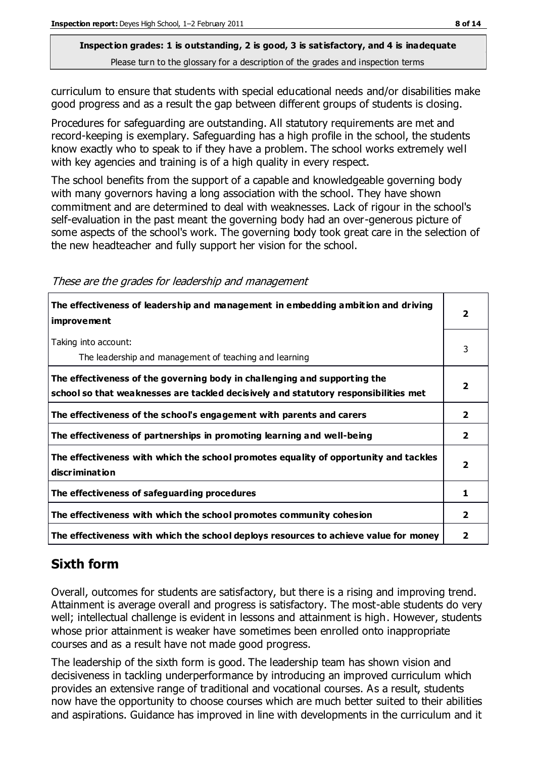curriculum to ensure that students with special educational needs and/or disabilities make good progress and as a result the gap between different groups of students is closing.

Procedures for safeguarding are outstanding. All statutory requirements are met and record-keeping is exemplary. Safeguarding has a high profile in the school, the students know exactly who to speak to if they have a problem. The school works extremely well with key agencies and training is of a high quality in every respect.

The school benefits from the support of a capable and knowledgeable governing body with many governors having a long association with the school. They have shown commitment and are determined to deal with weaknesses. Lack of rigour in the school's self-evaluation in the past meant the governing body had an over-generous picture of some aspects of the school's work. The governing body took great care in the selection of the new headteacher and fully support her vision for the school.

*These are the grades for leadership and management*

| | |
|---|---|
| **The effectiveness of leadership and management in embedding ambition and driving improvement** | **2** |
| Taking into account: The leadership and management of teaching and learning | 3 |
| **The effectiveness of the governing body in challenging and supporting the school so that weaknesses are tackled decisively and statutory responsibilities met** | **2** |
| **The effectiveness of the school's engagement with parents and carers** | **2** |
| **The effectiveness of partnerships in promoting learning and well-being** | **2** |
| **The effectiveness with which the school promotes equality of opportunity and tackles discrimination** | **2** |
| **The effectiveness of safeguarding procedures** | **1** |
| **The effectiveness with which the school promotes community cohesion** | **2** |
| **The effectiveness with which the school deploys resources to achieve value for money** | **2** |

## Sixth form

Overall, outcomes for students are satisfactory, but there is a rising and improving trend. Attainment is average overall and progress is satisfactory. The most-able students do very well; intellectual challenge is evident in lessons and attainment is high. However, students whose prior attainment is weaker have sometimes been enrolled onto inappropriate courses and as a result have not made good progress.

The leadership of the sixth form is good. The leadership team has shown vision and decisiveness in tackling underperformance by introducing an improved curriculum which provides an extensive range of traditional and vocational courses. As a result, students now have the opportunity to choose courses which are much better suited to their abilities and aspirations. Guidance has improved in line with developments in the curriculum and it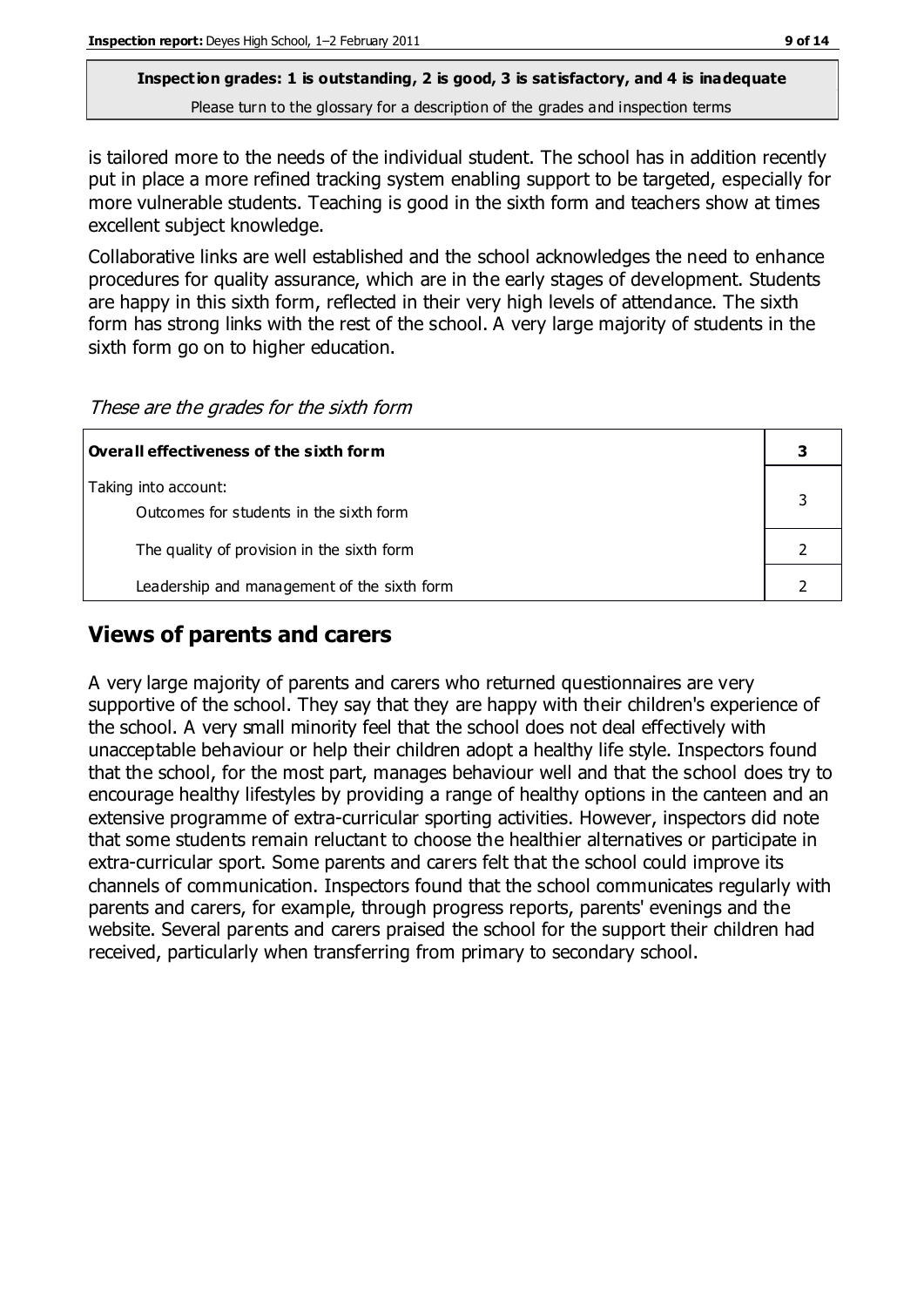is tailored more to the needs of the individual student. The school has in addition recently put in place a more refined tracking system enabling support to be targeted, especially for more vulnerable students. Teaching is good in the sixth form and teachers show at times excellent subject knowledge.

Collaborative links are well established and the school acknowledges the need to enhance procedures for quality assurance, which are in the early stages of development. Students are happy in this sixth form, reflected in their very high levels of attendance. The sixth form has strong links with the rest of the school. A very large majority of students in the sixth form go on to higher education.

*These are the grades for the sixth form*

| **Overall effectiveness of the sixth form** | **3** |
|---|---|
| Taking into account:<br>Outcomes for students in the sixth form | 3 |
| The quality of provision in the sixth form | 2 |
| Leadership and management of the sixth form | 2 |

## Views of parents and carers

A very large majority of parents and carers who returned questionnaires are very supportive of the school. They say that they are happy with their children's experience of the school. A very small minority feel that the school does not deal effectively with unacceptable behaviour or help their children adopt a healthy life style. Inspectors found that the school, for the most part, manages behaviour well and that the school does try to encourage healthy lifestyles by providing a range of healthy options in the canteen and an extensive programme of extra-curricular sporting activities. However, inspectors did note that some students remain reluctant to choose the healthier alternatives or participate in extra-curricular sport. Some parents and carers felt that the school could improve its channels of communication. Inspectors found that the school communicates regularly with parents and carers, for example, through progress reports, parents' evenings and the website. Several parents and carers praised the school for the support their children had received, particularly when transferring from primary to secondary school.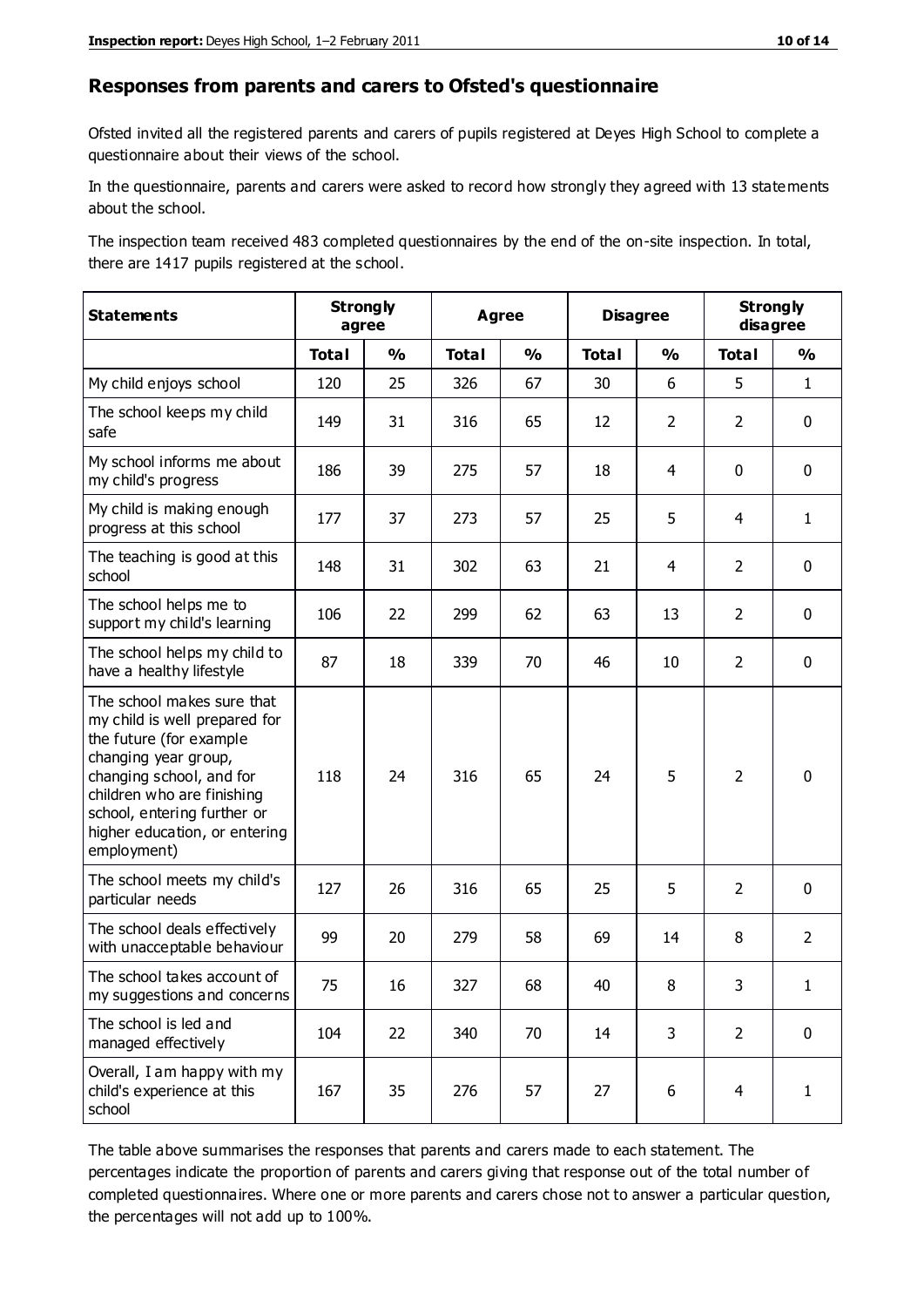## Responses from parents and carers to Ofsted's questionnaire

Ofsted invited all the registered parents and carers of pupils registered at Deyes High School to complete a questionnaire about their views of the school.

In the questionnaire, parents and carers were asked to record how strongly they agreed with 13 statements about the school.

The inspection team received 483 completed questionnaires by the end of the on-site inspection. In total, there are 1417 pupils registered at the school.

| Statements | Strongly agree | | Agree | | Disagree | | Strongly disagree | |
|---|---|---|---|---|---|---|---|---|
| | Total | % | Total | % | Total | % | Total | % |
| My child enjoys school | 120 | 25 | 326 | 67 | 30 | 6 | 5 | 1 |
| The school keeps my child safe | 149 | 31 | 316 | 65 | 12 | 2 | 2 | 0 |
| My school informs me about my child's progress | 186 | 39 | 275 | 57 | 18 | 4 | 0 | 0 |
| My child is making enough progress at this school | 177 | 37 | 273 | 57 | 25 | 5 | 4 | 1 |
| The teaching is good at this school | 148 | 31 | 302 | 63 | 21 | 4 | 2 | 0 |
| The school helps me to support my child's learning | 106 | 22 | 299 | 62 | 63 | 13 | 2 | 0 |
| The school helps my child to have a healthy lifestyle | 87 | 18 | 339 | 70 | 46 | 10 | 2 | 0 |
| The school makes sure that my child is well prepared for the future (for example changing year group, changing school, and for children who are finishing school, entering further or higher education, or entering employment) | 118 | 24 | 316 | 65 | 24 | 5 | 2 | 0 |
| The school meets my child's particular needs | 127 | 26 | 316 | 65 | 25 | 5 | 2 | 0 |
| The school deals effectively with unacceptable behaviour | 99 | 20 | 279 | 58 | 69 | 14 | 8 | 2 |
| The school takes account of my suggestions and concerns | 75 | 16 | 327 | 68 | 40 | 8 | 3 | 1 |
| The school is led and managed effectively | 104 | 22 | 340 | 70 | 14 | 3 | 2 | 0 |
| Overall, I am happy with my child's experience at this school | 167 | 35 | 276 | 57 | 27 | 6 | 4 | 1 |

The table above summarises the responses that parents and carers made to each statement. The percentages indicate the proportion of parents and carers giving that response out of the total number of completed questionnaires. Where one or more parents and carers chose not to answer a particular question, the percentages will not add up to 100%.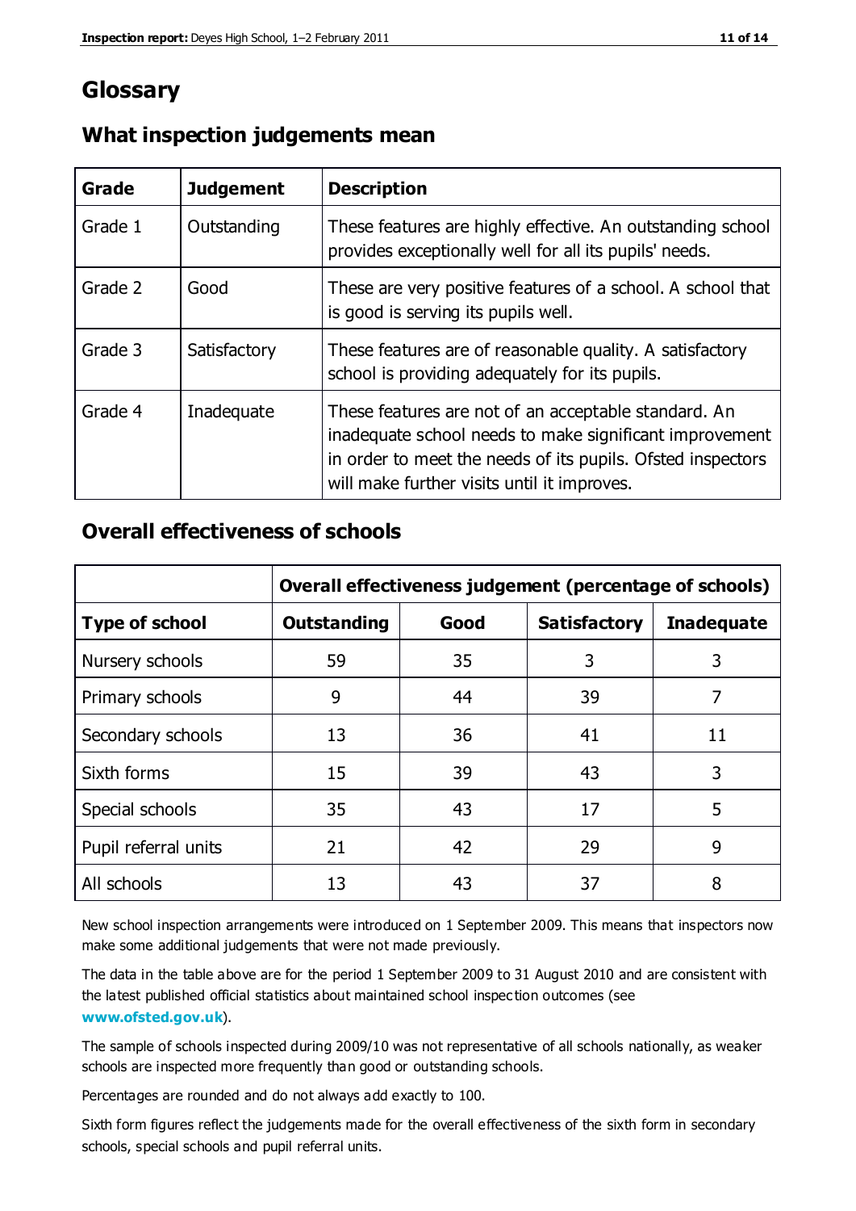# Glossary

## What inspection judgements mean

| Grade | Judgement | Description |
|---|---|---|
| Grade 1 | Outstanding | These features are highly effective. An outstanding school provides exceptionally well for all its pupils' needs. |
| Grade 2 | Good | These are very positive features of a school. A school that is good is serving its pupils well. |
| Grade 3 | Satisfactory | These features are of reasonable quality. A satisfactory school is providing adequately for its pupils. |
| Grade 4 | Inadequate | These features are not of an acceptable standard. An inadequate school needs to make significant improvement in order to meet the needs of its pupils. Ofsted inspectors will make further visits until it improves. |

## Overall effectiveness of schools

| | Overall effectiveness judgement (percentage of schools) | | | |
|---|---|---|---|---|
| **Type of school** | **Outstanding** | **Good** | **Satisfactory** | **Inadequate** |
| Nursery schools | 59 | 35 | 3 | 3 |
| Primary schools | 9 | 44 | 39 | 7 |
| Secondary schools | 13 | 36 | 41 | 11 |
| Sixth forms | 15 | 39 | 43 | 3 |
| Special schools | 35 | 43 | 17 | 5 |
| Pupil referral units | 21 | 42 | 29 | 9 |
| All schools | 13 | 43 | 37 | 8 |

New school inspection arrangements were introduced on 1 September 2009. This means that inspectors now make some additional judgements that were not made previously.

The data in the table above are for the period 1 September 2009 to 31 August 2010 and are consistent with the latest published official statistics about maintained school inspection outcomes (see **www.ofsted.gov.uk**).

The sample of schools inspected during 2009/10 was not representative of all schools nationally, as weaker schools are inspected more frequently than good or outstanding schools.

Percentages are rounded and do not always add exactly to 100.

Sixth form figures reflect the judgements made for the overall effectiveness of the sixth form in secondary schools, special schools and pupil referral units.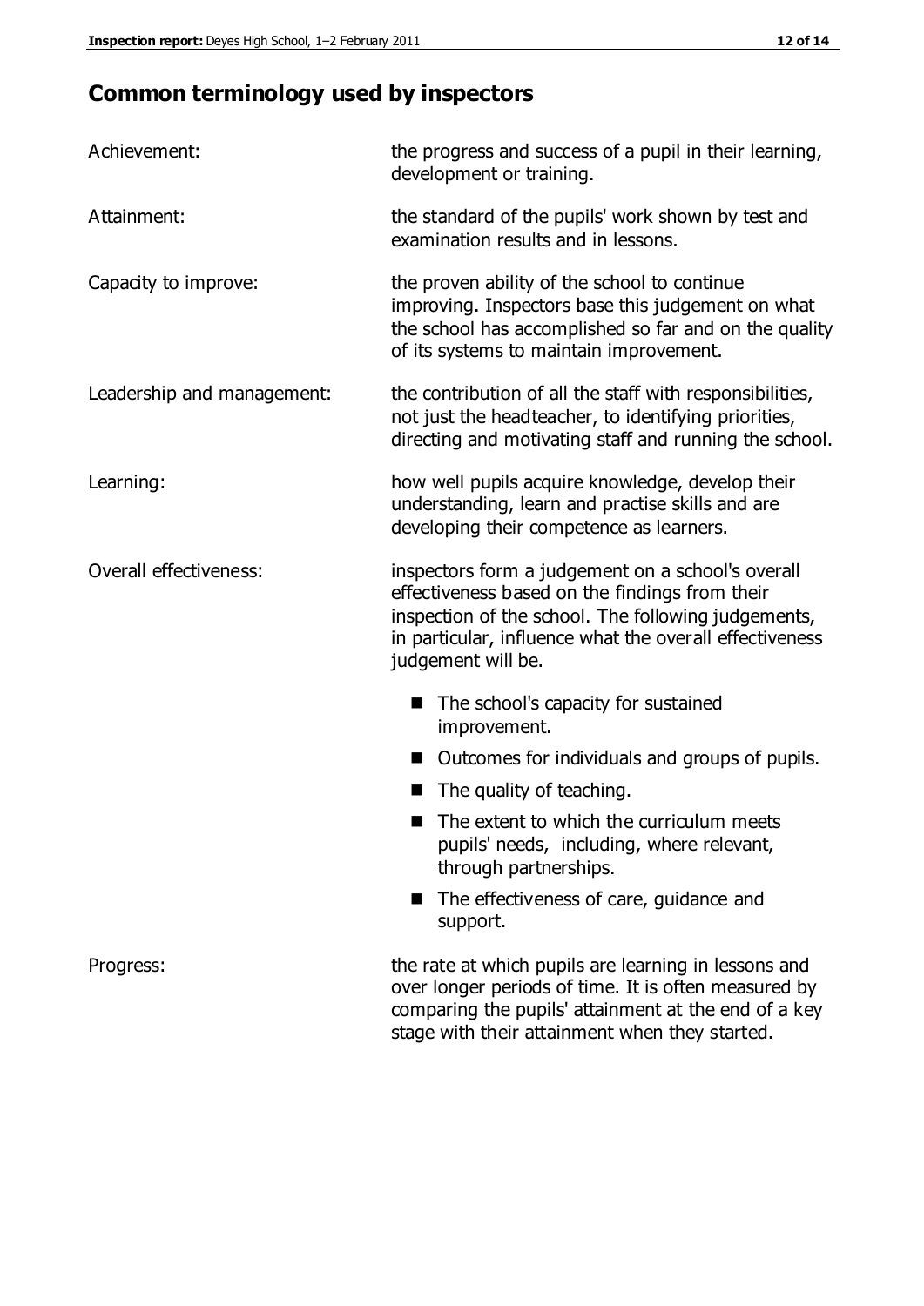## Common terminology used by inspectors

**Achievement:** the progress and success of a pupil in their learning, development or training.

**Attainment:** the standard of the pupils' work shown by test and examination results and in lessons.

**Capacity to improve:** the proven ability of the school to continue improving. Inspectors base this judgement on what the school has accomplished so far and on the quality of its systems to maintain improvement.

**Leadership and management:** the contribution of all the staff with responsibilities, not just the headteacher, to identifying priorities, directing and motivating staff and running the school.

**Learning:** how well pupils acquire knowledge, develop their understanding, learn and practise skills and are developing their competence as learners.

**Overall effectiveness:** inspectors form a judgement on a school's overall effectiveness based on the findings from their inspection of the school. The following judgements, in particular, influence what the overall effectiveness judgement will be.

- The school's capacity for sustained improvement.
- Outcomes for individuals and groups of pupils.
- The quality of teaching.
- The extent to which the curriculum meets pupils' needs, including, where relevant, through partnerships.
- The effectiveness of care, guidance and support.

**Progress:** the rate at which pupils are learning in lessons and over longer periods of time. It is often measured by comparing the pupils' attainment at the end of a key stage with their attainment when they started.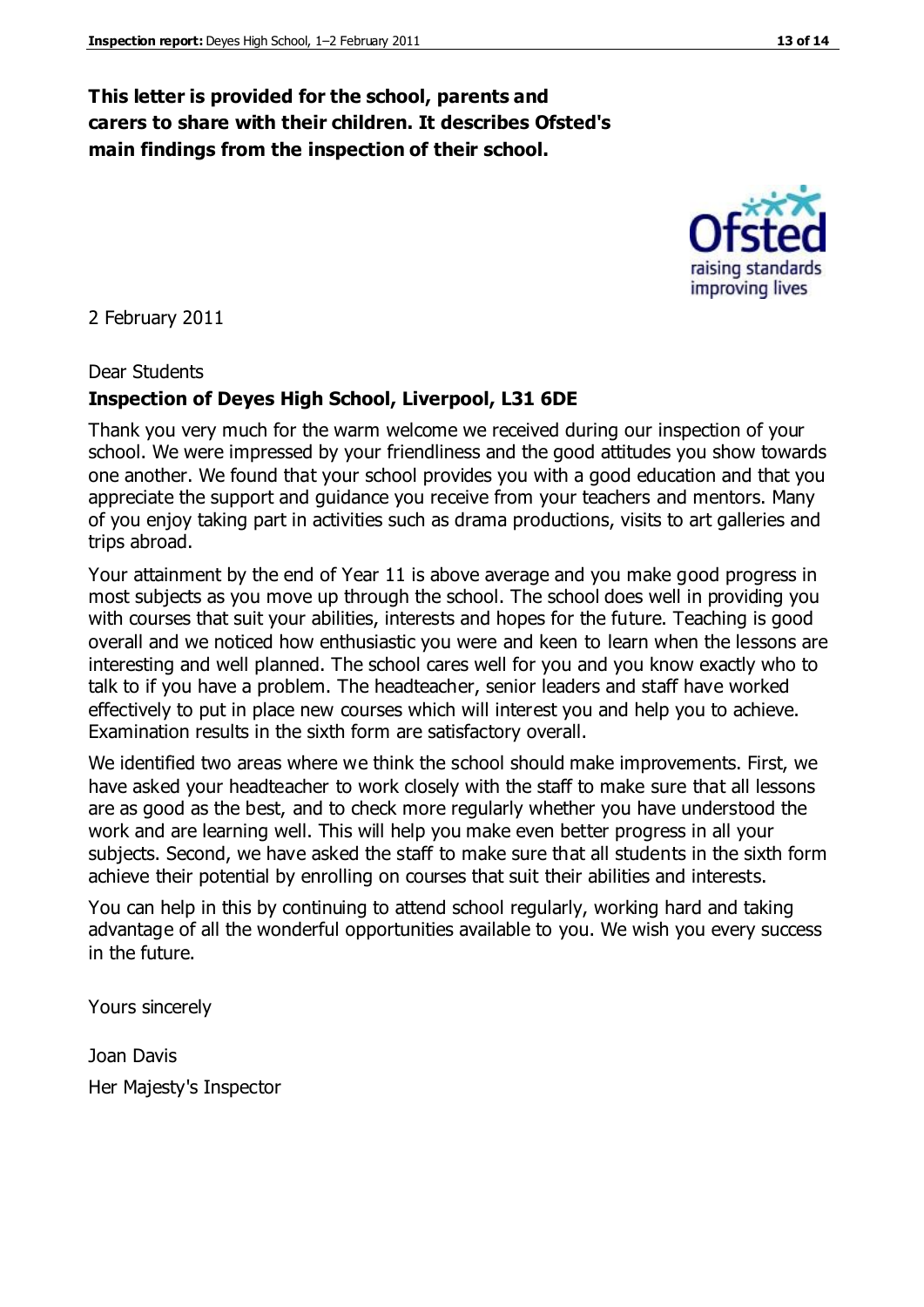**This letter is provided for the school, parents and carers to share with their children. It describes Ofsted's main findings from the inspection of their school.**

2 February 2011

Dear Students

**Inspection of Deyes High School, Liverpool, L31 6DE**

Thank you very much for the warm welcome we received during our inspection of your school. We were impressed by your friendliness and the good attitudes you show towards one another. We found that your school provides you with a good education and that you appreciate the support and guidance you receive from your teachers and mentors. Many of you enjoy taking part in activities such as drama productions, visits to art galleries and trips abroad.

Your attainment by the end of Year 11 is above average and you make good progress in most subjects as you move up through the school. The school does well in providing you with courses that suit your abilities, interests and hopes for the future. Teaching is good overall and we noticed how enthusiastic you were and keen to learn when the lessons are interesting and well planned. The school cares well for you and you know exactly who to talk to if you have a problem. The headteacher, senior leaders and staff have worked effectively to put in place new courses which will interest you and help you to achieve. Examination results in the sixth form are satisfactory overall.

We identified two areas where we think the school should make improvements. First, we have asked your headteacher to work closely with the staff to make sure that all lessons are as good as the best, and to check more regularly whether you have understood the work and are learning well. This will help you make even better progress in all your subjects. Second, we have asked the staff to make sure that all students in the sixth form achieve their potential by enrolling on courses that suit their abilities and interests.

You can help in this by continuing to attend school regularly, working hard and taking advantage of all the wonderful opportunities available to you. We wish you every success in the future.

Yours sincerely

Joan Davis

Her Majesty's Inspector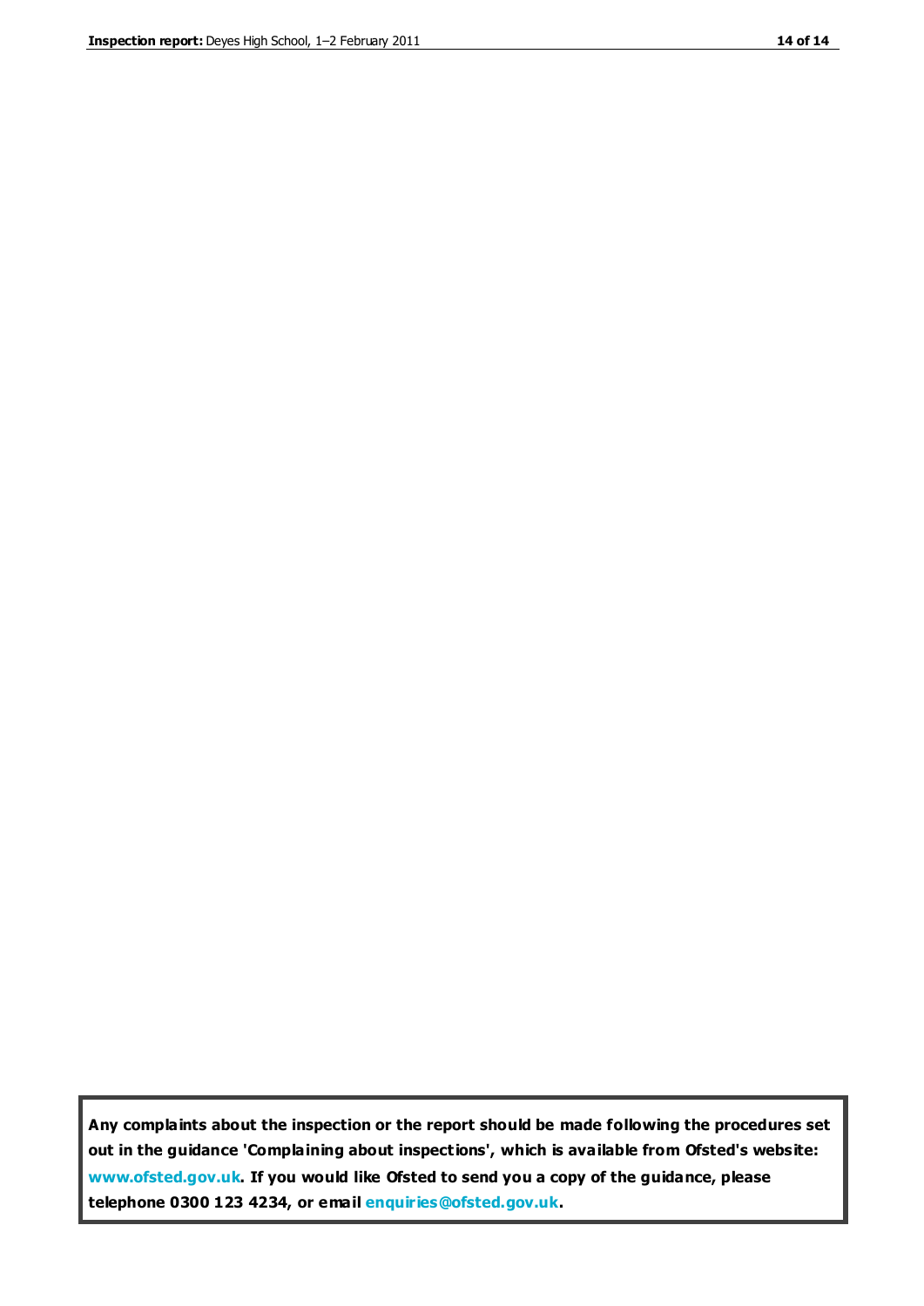**Any complaints about the inspection or the report should be made following the procedures set out in the guidance 'Complaining about inspections', which is available from Ofsted's website: www.ofsted.gov.uk. If you would like Ofsted to send you a copy of the guidance, please telephone 0300 123 4234, or email enquiries@ofsted.gov.uk.**